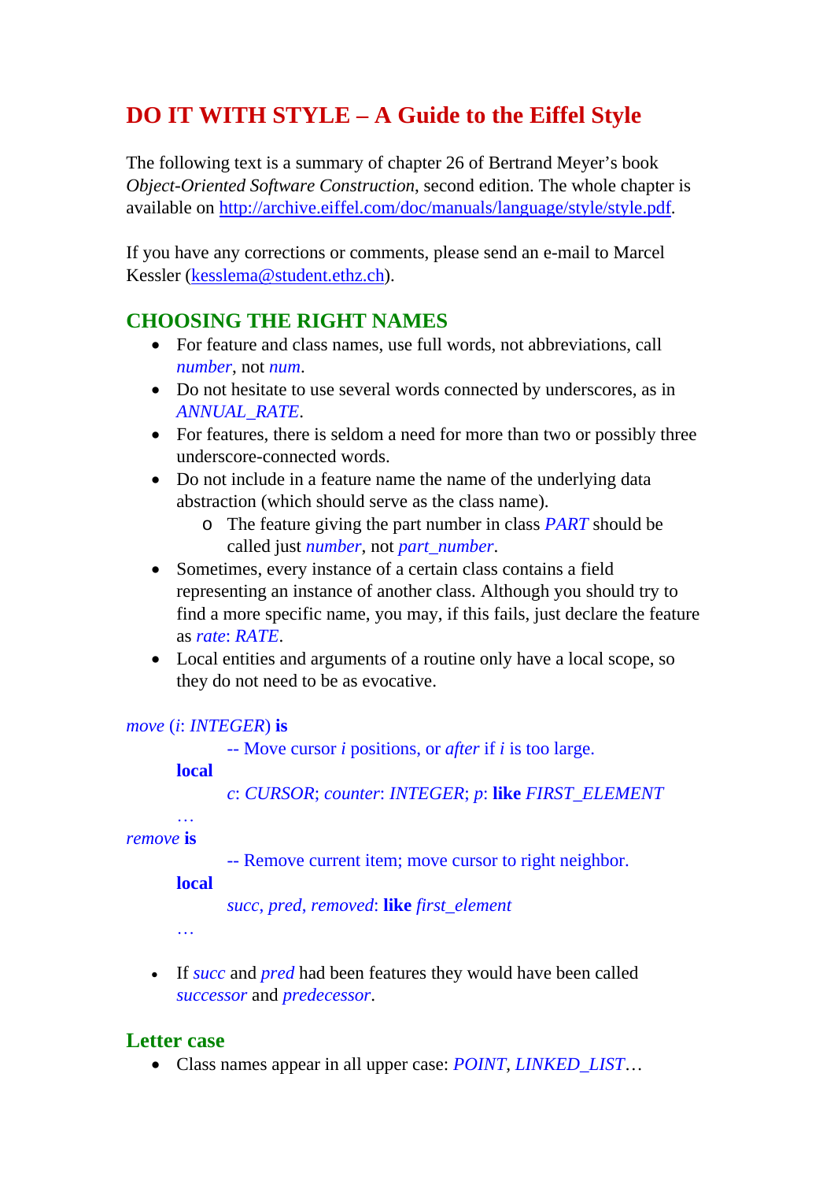# DO IT WITH STYLE – A Guide to the Eiffel Style

The following text is a summary of chapter 26 of Bertrand Meyer's book *Object-Oriented Software Construction*, second edition. The whole chapter is available on http://archive.eiffel.com/doc/manuals/language/style/style.pdf.

If you have any corrections or comments, please send an e-mail to Marcel Kessler (kesslema@student.ethz.ch).

## CHOOSING THE RIGHT NAMES

- For feature and class names, use full words, not abbreviations, call *number*, not *num*.
- Do not hesitate to use several words connected by underscores, as in *ANNUAL_RATE*.
- For features, there is seldom a need for more than two or possibly three underscore-connected words.
- Do not include in a feature name the name of the underlying data abstraction (which should serve as the class name).
    - The feature giving the part number in class *PART* should be called just *number*, not *part_number*.
- Sometimes, every instance of a certain class contains a field representing an instance of another class. Although you should try to find a more specific name, you may, if this fails, just declare the feature as *rate*: *RATE*.
- Local entities and arguments of a routine only have a local scope, so they do not need to be as evocative.

```
move (i: INTEGER) is
		-- Move cursor i positions, or after if i is too large.
	local
		c: CURSOR; counter: INTEGER; p: like FIRST_ELEMENT
	…
remove is
		-- Remove current item; move cursor to right neighbor.
	local
		succ, pred, removed: like first_element
	…
```

- If *succ* and *pred* had been features they would have been called *successor* and *predecessor*.

## Letter case

- Class names appear in all upper case: *POINT*, *LINKED_LIST*…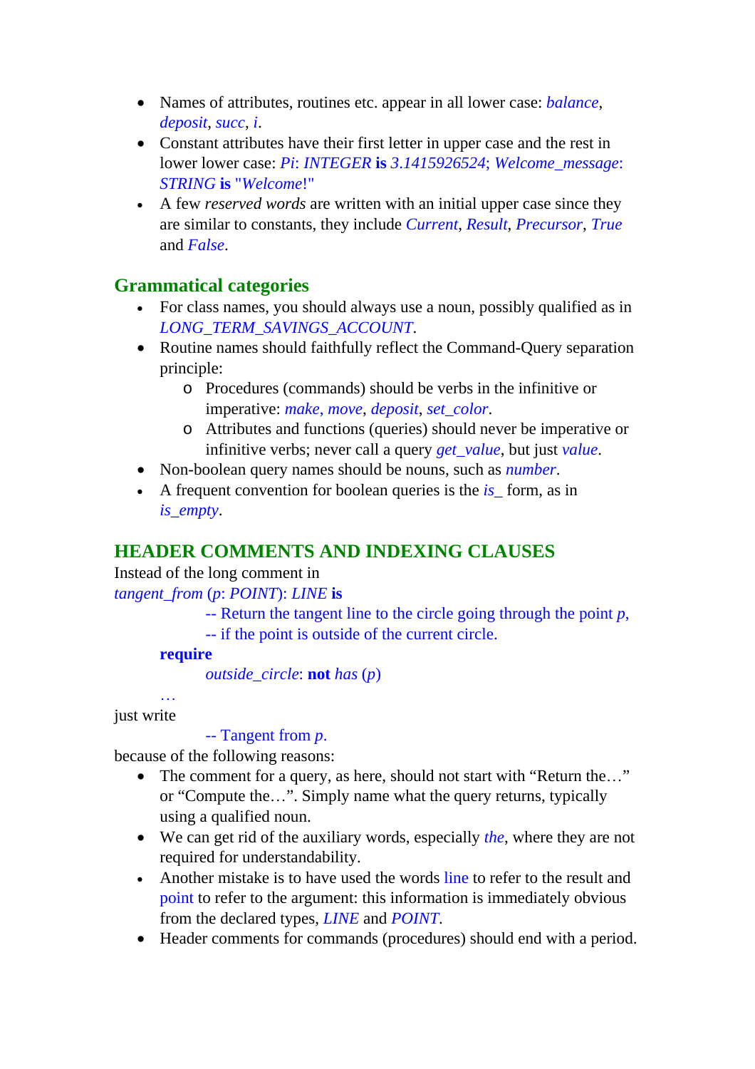- Names of attributes, routines etc. appear in all lower case: *balance*, *deposit*, *succ*, *i*.
- Constant attributes have their first letter in upper case and the rest in lower lower case: *Pi*: *INTEGER* **is** *3.1415926524*; *Welcome_message*: *STRING* **is** "*Welcome*!"
- A few *reserved words* are written with an initial upper case since they are similar to constants, they include *Current*, *Result*, *Precursor*, *True* and *False*.

## Grammatical categories

- For class names, you should always use a noun, possibly qualified as in *LONG_TERM_SAVINGS_ACCOUNT*.
- Routine names should faithfully reflect the Command-Query separation principle:
  - Procedures (commands) should be verbs in the infinitive or imperative: *make*, *move*, *deposit*, *set_color*.
  - Attributes and functions (queries) should never be imperative or infinitive verbs; never call a query *get_value*, but just *value*.
- Non-boolean query names should be nouns, such as *number*.
- A frequent convention for boolean queries is the *is_* form, as in *is_empty*.

## HEADER COMMENTS AND INDEXING CLAUSES

Instead of the long comment in

```
tangent_from (p: POINT): LINE is
            -- Return the tangent line to the circle going through the point p,
            -- if the point is outside of the current circle.
      require
            outside_circle: not has (p)
      …
```

just write

```
            -- Tangent from p.
```

because of the following reasons:

- The comment for a query, as here, should not start with "Return the…" or "Compute the…". Simply name what the query returns, typically using a qualified noun.
- We can get rid of the auxiliary words, especially *the*, where they are not required for understandability.
- Another mistake is to have used the words line to refer to the result and point to refer to the argument: this information is immediately obvious from the declared types, *LINE* and *POINT*.
- Header comments for commands (procedures) should end with a period.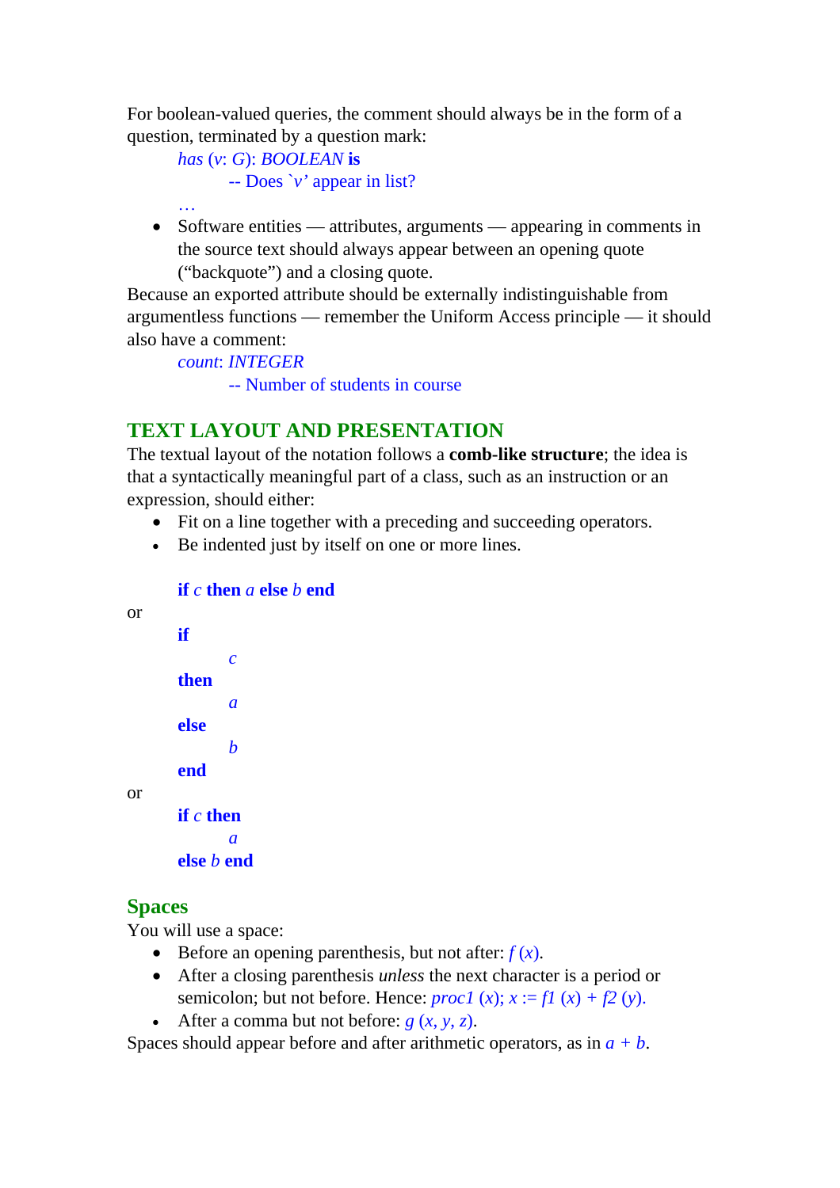For boolean-valued queries, the comment should always be in the form of a question, terminated by a question mark:

```
has (v: G): BOOLEAN is
        -- Does `v' appear in list?
…
```

- Software entities — attributes, arguments — appearing in comments in the source text should always appear between an opening quote (“backquote”) and a closing quote.

Because an exported attribute should be externally indistinguishable from argumentless functions — remember the Uniform Access principle — it should also have a comment:

```
count: INTEGER
        -- Number of students in course
```

## TEXT LAYOUT AND PRESENTATION

The textual layout of the notation follows a **comb-like structure**; the idea is that a syntactically meaningful part of a class, such as an instruction or an expression, should either:

- Fit on a line together with a preceding and succeeding operators.
- Be indented just by itself on one or more lines.

```
if c then a else b end
```

or

```
if
        c
then
        a
else
        b
end
```

or

```
if c then
        a
else b end
```

### Spaces

You will use a space:

- Before an opening parenthesis, but not after: *f* (*x*).
- After a closing parenthesis *unless* the next character is a period or semicolon; but not before. Hence: *proc1* (*x*); *x* := *f1* (*x*) + *f2* (*y*).
- After a comma but not before: *g* (*x*, *y*, *z*).

Spaces should appear before and after arithmetic operators, as in *a* + *b*.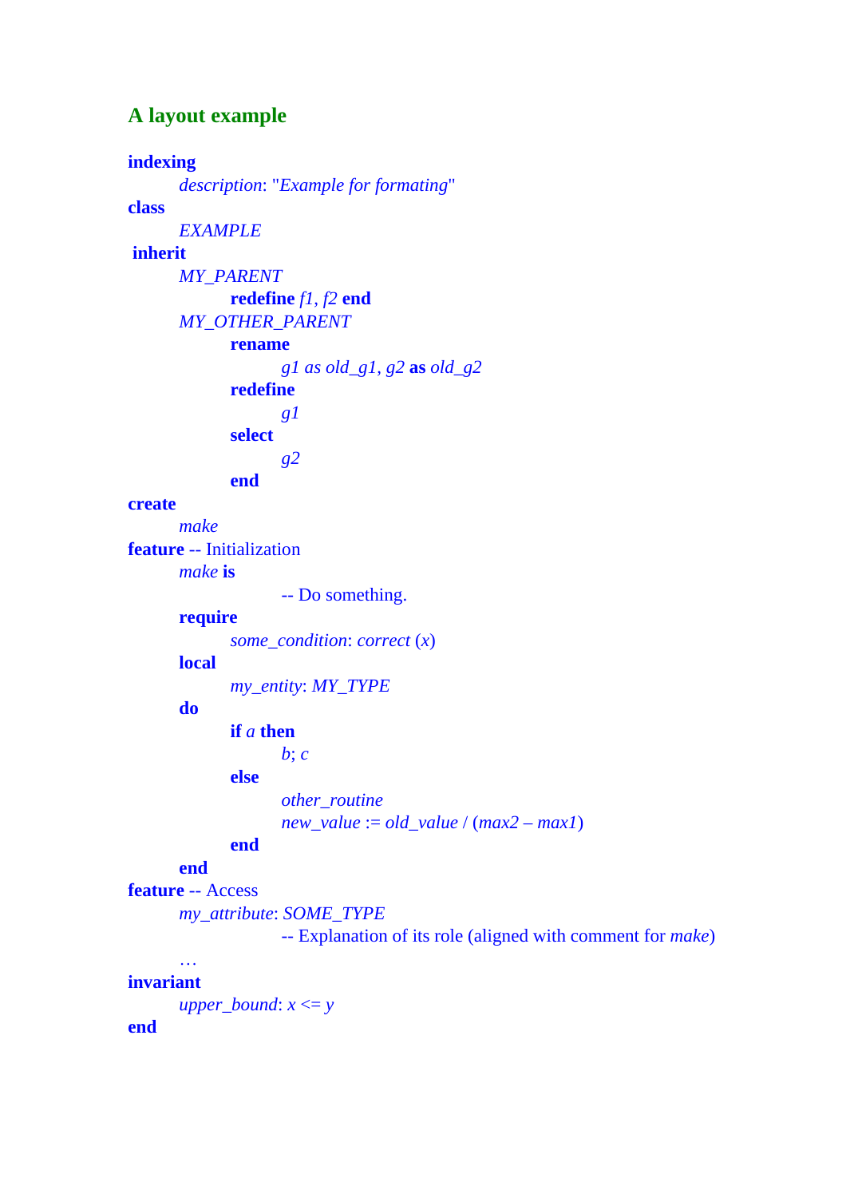## A layout example

```
indexing
    description: "Example for formating"
class
    EXAMPLE
 inherit
    MY_PARENT
        redefine f1, f2 end
    MY_OTHER_PARENT
        rename
            g1 as old_g1, g2 as old_g2
        redefine
            g1
        select
            g2
        end
create
    make
feature -- Initialization
    make is
            -- Do something.
    require
        some_condition: correct (x)
    local
        my_entity: MY_TYPE
    do
        if a then
            b; c
        else
            other_routine
            new_value := old_value / (max2 – max1)
        end
    end
feature -- Access
    my_attribute: SOME_TYPE
            -- Explanation of its role (aligned with comment for make)
    …
invariant
    upper_bound: x <= y
end
```